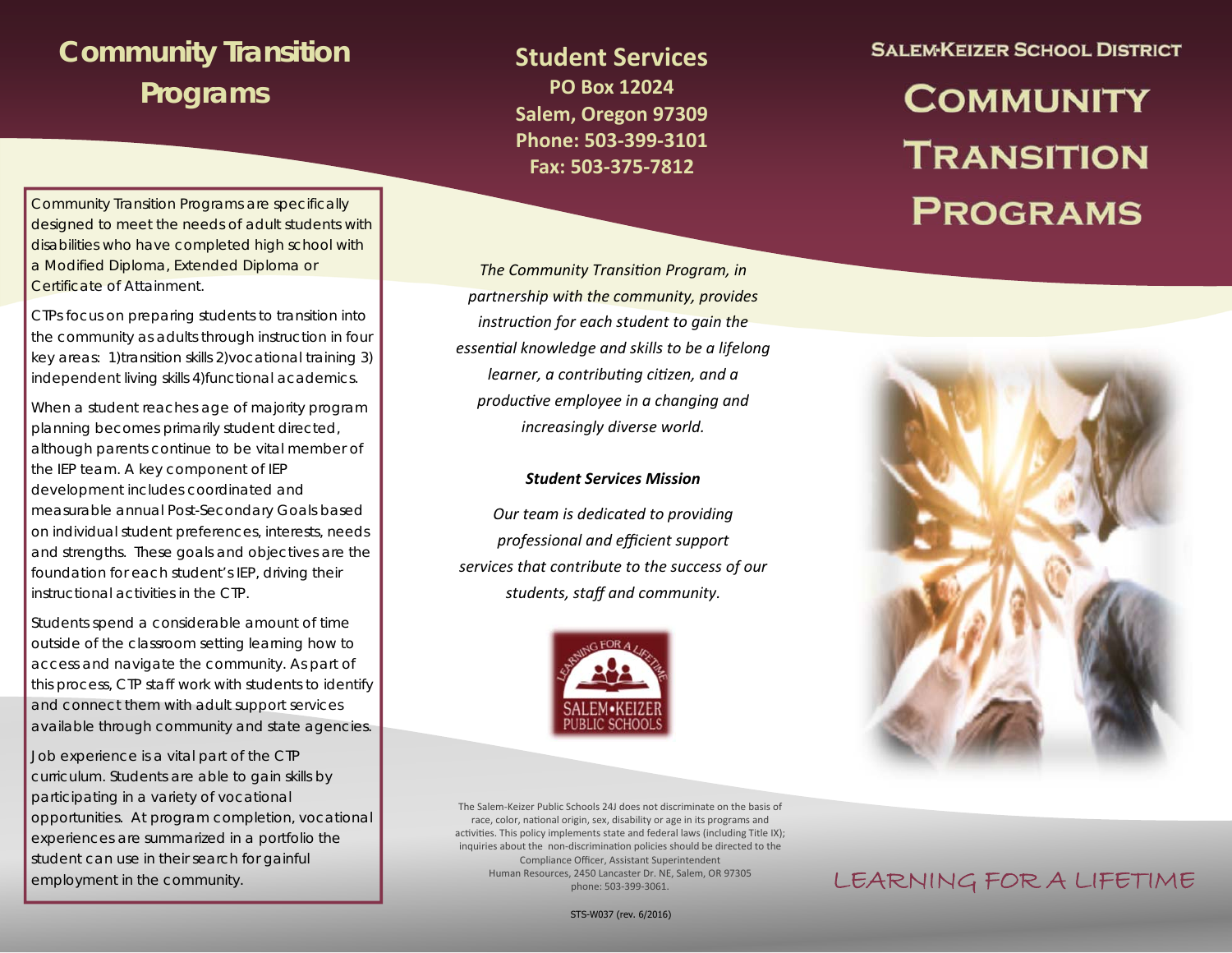# Community Transition Programs

Community Transition Programs are specifically designed to meet the needs of adult students with disabilities who have completed high school with a Modified Diploma, Extended Diploma or Certificate of Attainment.

CTPs focus on preparing students to transition into the community as adults through instruction in four key areas: 1)transition skills 2)vocational training 3) independent living skills 4)functional academics.

When a student reaches age of majority program planning becomes primarily student directed, although parents continue to be vital member of the IEP team. A key component of IEP development includes coordinated and measurable annual Post-Secondary Goals based on individual student preferences, interests, needs and strengths. These goals and objectives are the foundation for each student's IEP, driving their instructional activities in the CTP.

Students spend a considerable amount of time outside of the classroom setting learning how to access and navigate the community. As part of this process, CTP staff work with students to identify and connect them with adult support services available through community and state agencies.

Job experience is a vital part of the CTP curriculum. Students are able to gain skills by participating in a variety of vocational opportunities. At program completion, vocational experiences are summarized in a portfolio the student can use in their search for gainful employment in the community.

## Student Services

**PO Box 12024**
**Salem, Oregon 97309**
**Phone: 503-399-3101**
**Fax: 503-375-7812**

*The Community Transition Program, in partnership with the community, provides instruction for each student to gain the essential knowledge and skills to be a lifelong learner, a contributing citizen, and a productive employee in a changing and increasingly diverse world.*

***Student Services Mission***

*Our team is dedicated to providing professional and efficient support services that contribute to the success of our students, staff and community.*

LEARNING FOR A LIFETIME
SALEM•KEIZER PUBLIC SCHOOLS

The Salem-Keizer Public Schools 24J does not discriminate on the basis of race, color, national origin, sex, disability or age in its programs and activities. This policy implements state and federal laws (including Title IX); inquiries about the non-discrimination policies should be directed to the Compliance Officer, Assistant Superintendent Human Resources, 2450 Lancaster Dr. NE, Salem, OR 97305 phone: 503-399-3061.

STS-W037 (rev. 6/2016)

## Salem-Keizer School District

# Community Transition Programs

LEARNING FOR A LIFETIME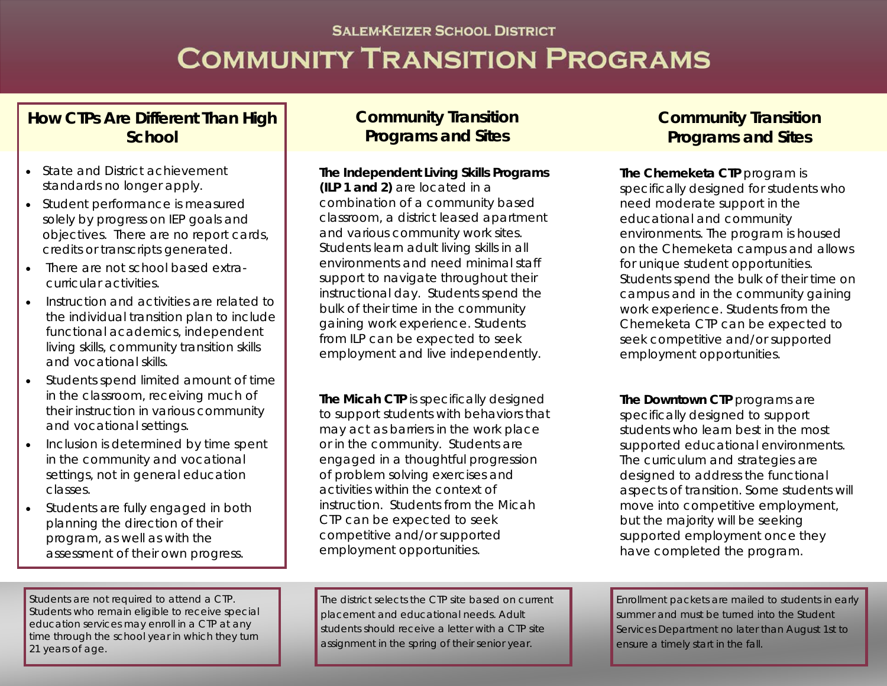### Salem-Keizer School District

# Community Transition Programs

## How CTPs Are Different Than High School

- State and District achievement standards no longer apply.
- Student performance is measured solely by progress on IEP goals and objectives. There are no report cards, credits or transcripts generated.
- There are not school based extra-curricular activities.
- Instruction and activities are related to the individual transition plan to include functional academics, independent living skills, community transition skills and vocational skills.
- Students spend limited amount of time in the classroom, receiving much of their instruction in various community and vocational settings.
- Inclusion is determined by time spent in the community and vocational settings, not in general education classes.
- Students are fully engaged in both planning the direction of their program, as well as with the assessment of their own progress.

## Community Transition Programs and Sites

**The Independent Living Skills Programs (ILP 1 and 2)** are located in a combination of a community based classroom, a district leased apartment and various community work sites. Students learn adult living skills in all environments and need minimal staff support to navigate throughout their instructional day. Students spend the bulk of their time in the community gaining work experience. Students from ILP can be expected to seek employment and live independently.

**The Micah CTP** is specifically designed to support students with behaviors that may act as barriers in the work place or in the community. Students are engaged in a thoughtful progression of problem solving exercises and activities within the context of instruction. Students from the Micah CTP can be expected to seek competitive and/or supported employment opportunities.

## Community Transition Programs and Sites

**The Chemeketa CTP** program is specifically designed for students who need moderate support in the educational and community environments. The program is housed on the Chemeketa campus and allows for unique student opportunities. Students spend the bulk of their time on campus and in the community gaining work experience. Students from the Chemeketa CTP can be expected to seek competitive and/or supported employment opportunities.

**The Downtown CTP** programs are specifically designed to support students who learn best in the most supported educational environments. The curriculum and strategies are designed to address the functional aspects of transition. Some students will move into competitive employment, but the majority will be seeking supported employment once they have completed the program.

Students are not required to attend a CTP. Students who remain eligible to receive special education services may enroll in a CTP at any time through the school year in which they turn 21 years of age.

The district selects the CTP site based on current placement and educational needs. Adult students should receive a letter with a CTP site assignment in the spring of their senior year.

Enrollment packets are mailed to students in early summer and must be turned into the Student Services Department no later than August 1st to ensure a timely start in the fall.